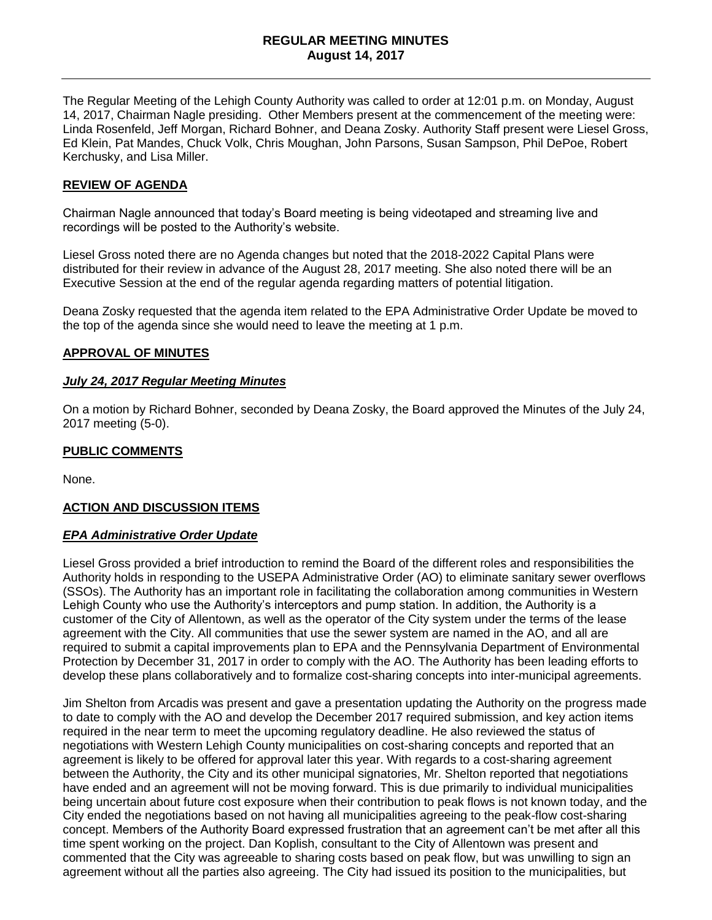# REGULAR MEETING MINUTES
## August 14, 2017

The Regular Meeting of the Lehigh County Authority was called to order at 12:01 p.m. on Monday, August 14, 2017, Chairman Nagle presiding. Other Members present at the commencement of the meeting were: Linda Rosenfeld, Jeff Morgan, Richard Bohner, and Deana Zosky. Authority Staff present were Liesel Gross, Ed Klein, Pat Mandes, Chuck Volk, Chris Moughan, John Parsons, Susan Sampson, Phil DePoe, Robert Kerchusky, and Lisa Miller.

### REVIEW OF AGENDA

Chairman Nagle announced that today's Board meeting is being videotaped and streaming live and recordings will be posted to the Authority's website.

Liesel Gross noted there are no Agenda changes but noted that the 2018-2022 Capital Plans were distributed for their review in advance of the August 28, 2017 meeting. She also noted there will be an Executive Session at the end of the regular agenda regarding matters of potential litigation.

Deana Zosky requested that the agenda item related to the EPA Administrative Order Update be moved to the top of the agenda since she would need to leave the meeting at 1 p.m.

### APPROVAL OF MINUTES

#### ***July 24, 2017 Regular Meeting Minutes***

On a motion by Richard Bohner, seconded by Deana Zosky, the Board approved the Minutes of the July 24, 2017 meeting (5-0).

### PUBLIC COMMENTS

None.

### ACTION AND DISCUSSION ITEMS

#### ***EPA Administrative Order Update***

Liesel Gross provided a brief introduction to remind the Board of the different roles and responsibilities the Authority holds in responding to the USEPA Administrative Order (AO) to eliminate sanitary sewer overflows (SSOs). The Authority has an important role in facilitating the collaboration among communities in Western Lehigh County who use the Authority's interceptors and pump station. In addition, the Authority is a customer of the City of Allentown, as well as the operator of the City system under the terms of the lease agreement with the City. All communities that use the sewer system are named in the AO, and all are required to submit a capital improvements plan to EPA and the Pennsylvania Department of Environmental Protection by December 31, 2017 in order to comply with the AO. The Authority has been leading efforts to develop these plans collaboratively and to formalize cost-sharing concepts into inter-municipal agreements.

Jim Shelton from Arcadis was present and gave a presentation updating the Authority on the progress made to date to comply with the AO and develop the December 2017 required submission, and key action items required in the near term to meet the upcoming regulatory deadline. He also reviewed the status of negotiations with Western Lehigh County municipalities on cost-sharing concepts and reported that an agreement is likely to be offered for approval later this year. With regards to a cost-sharing agreement between the Authority, the City and its other municipal signatories, Mr. Shelton reported that negotiations have ended and an agreement will not be moving forward. This is due primarily to individual municipalities being uncertain about future cost exposure when their contribution to peak flows is not known today, and the City ended the negotiations based on not having all municipalities agreeing to the peak-flow cost-sharing concept. Members of the Authority Board expressed frustration that an agreement can't be met after all this time spent working on the project. Dan Koplish, consultant to the City of Allentown was present and commented that the City was agreeable to sharing costs based on peak flow, but was unwilling to sign an agreement without all the parties also agreeing. The City had issued its position to the municipalities, but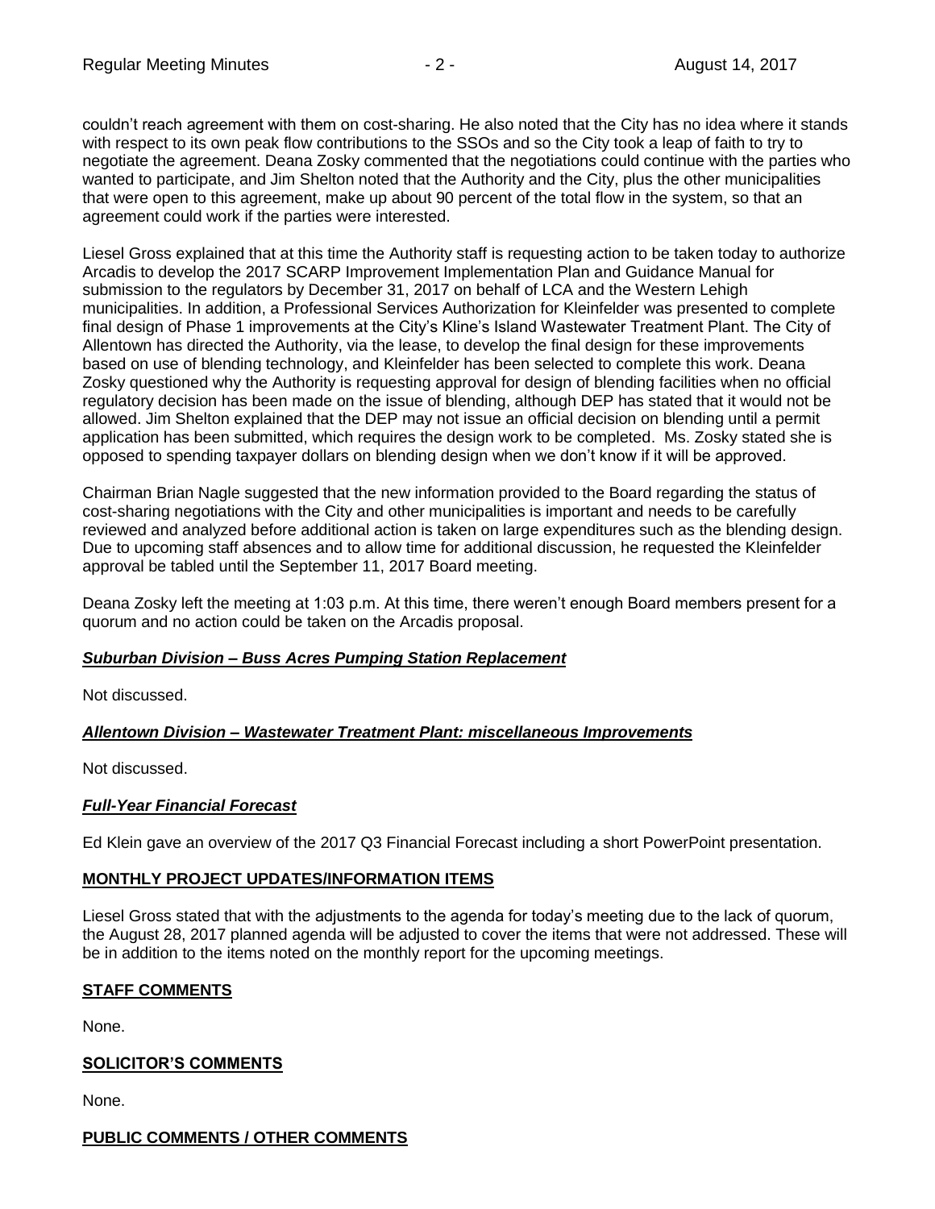couldn't reach agreement with them on cost-sharing. He also noted that the City has no idea where it stands with respect to its own peak flow contributions to the SSOs and so the City took a leap of faith to try to negotiate the agreement. Deana Zosky commented that the negotiations could continue with the parties who wanted to participate, and Jim Shelton noted that the Authority and the City, plus the other municipalities that were open to this agreement, make up about 90 percent of the total flow in the system, so that an agreement could work if the parties were interested.

Liesel Gross explained that at this time the Authority staff is requesting action to be taken today to authorize Arcadis to develop the 2017 SCARP Improvement Implementation Plan and Guidance Manual for submission to the regulators by December 31, 2017 on behalf of LCA and the Western Lehigh municipalities. In addition, a Professional Services Authorization for Kleinfelder was presented to complete final design of Phase 1 improvements at the City's Kline's Island Wastewater Treatment Plant. The City of Allentown has directed the Authority, via the lease, to develop the final design for these improvements based on use of blending technology, and Kleinfelder has been selected to complete this work. Deana Zosky questioned why the Authority is requesting approval for design of blending facilities when no official regulatory decision has been made on the issue of blending, although DEP has stated that it would not be allowed. Jim Shelton explained that the DEP may not issue an official decision on blending until a permit application has been submitted, which requires the design work to be completed. Ms. Zosky stated she is opposed to spending taxpayer dollars on blending design when we don't know if it will be approved.

Chairman Brian Nagle suggested that the new information provided to the Board regarding the status of cost-sharing negotiations with the City and other municipalities is important and needs to be carefully reviewed and analyzed before additional action is taken on large expenditures such as the blending design. Due to upcoming staff absences and to allow time for additional discussion, he requested the Kleinfelder approval be tabled until the September 11, 2017 Board meeting.

Deana Zosky left the meeting at 1:03 p.m. At this time, there weren't enough Board members present for a quorum and no action could be taken on the Arcadis proposal.

***Suburban Division – Buss Acres Pumping Station Replacement***

Not discussed.

***Allentown Division – Wastewater Treatment Plant: miscellaneous Improvements***

Not discussed.

***Full-Year Financial Forecast***

Ed Klein gave an overview of the 2017 Q3 Financial Forecast including a short PowerPoint presentation.

**MONTHLY PROJECT UPDATES/INFORMATION ITEMS**

Liesel Gross stated that with the adjustments to the agenda for today's meeting due to the lack of quorum, the August 28, 2017 planned agenda will be adjusted to cover the items that were not addressed. These will be in addition to the items noted on the monthly report for the upcoming meetings.

**STAFF COMMENTS**

None.

**SOLICITOR'S COMMENTS**

None.

**PUBLIC COMMENTS / OTHER COMMENTS**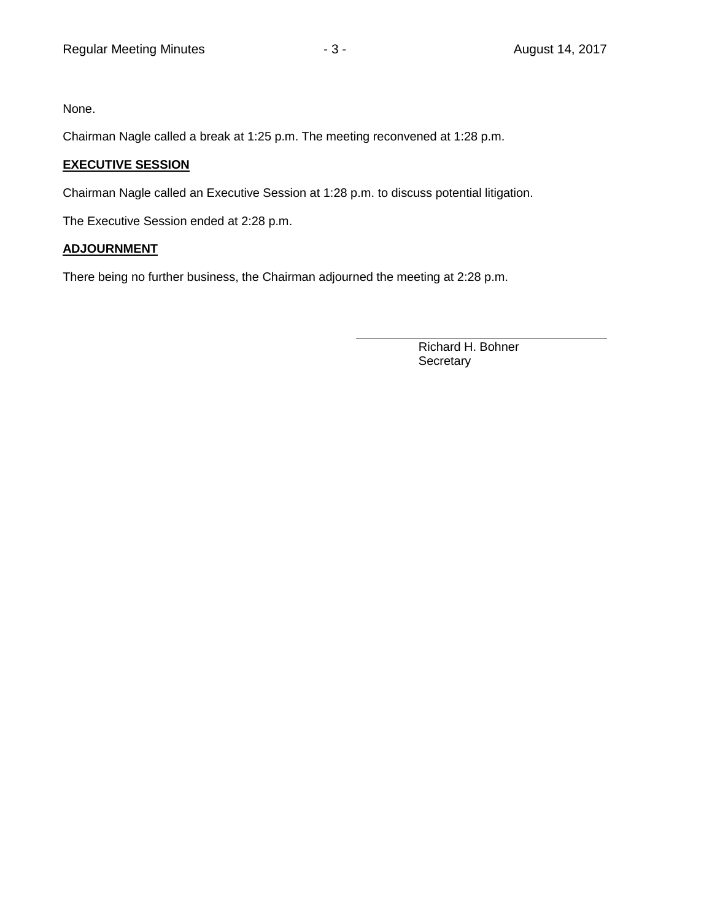None.

Chairman Nagle called a break at 1:25 p.m. The meeting reconvened at 1:28 p.m.

**EXECUTIVE SESSION**

Chairman Nagle called an Executive Session at 1:28 p.m. to discuss potential litigation.

The Executive Session ended at 2:28 p.m.

**ADJOURNMENT**

There being no further business, the Chairman adjourned the meeting at 2:28 p.m.

\_\_\_\_\_\_\_\_\_\_\_\_\_\_\_\_\_\_\_\_\_\_\_\_\_\_\_\_\_\_\_\_\_\_\_\_

Richard H. Bohner
Secretary